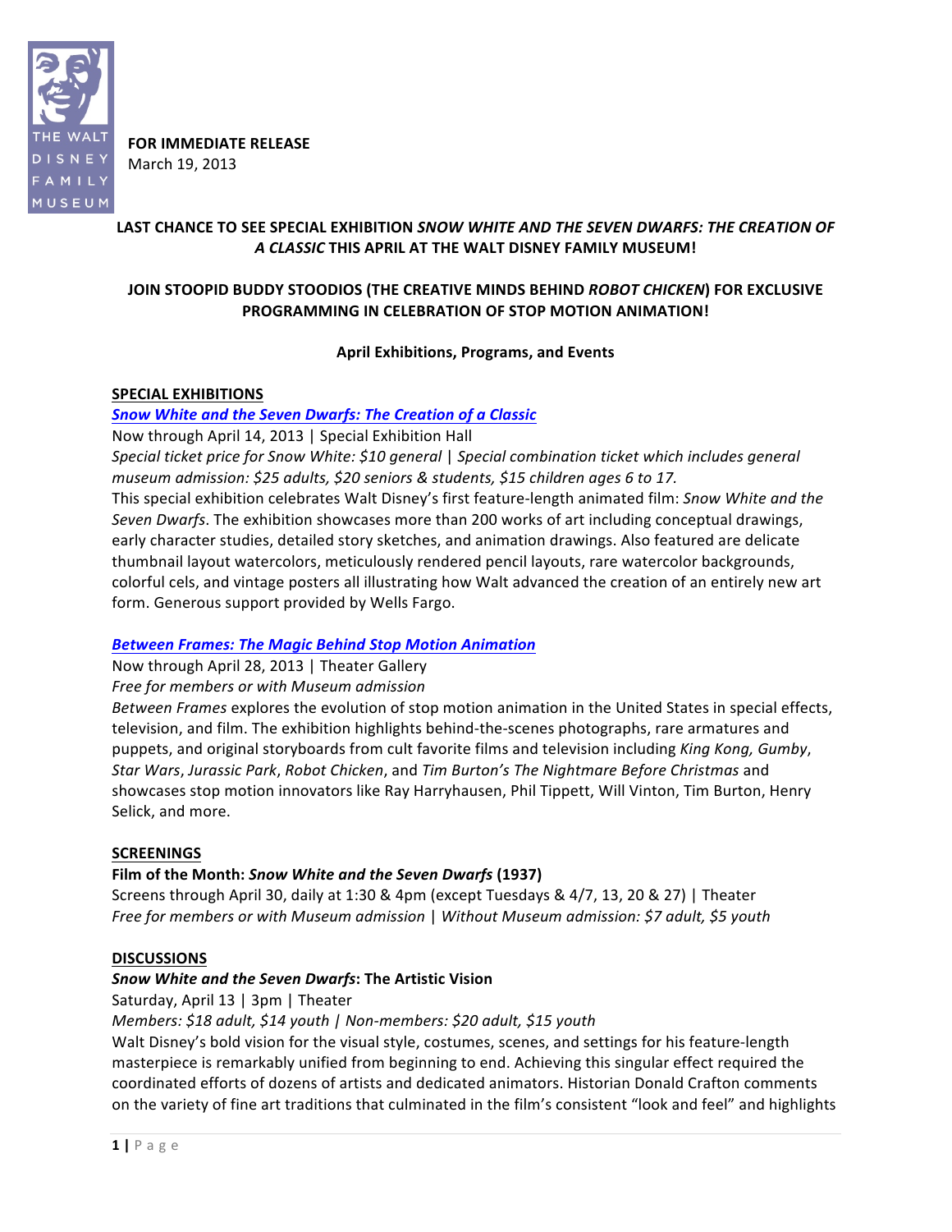THE WALT DISNEY FAMILY MUSEUM

**FOR IMMEDIATE RELEASE**
March 19, 2013

## LAST CHANCE TO SEE SPECIAL EXHIBITION *SNOW WHITE AND THE SEVEN DWARFS: THE CREATION OF A CLASSIC* THIS APRIL AT THE WALT DISNEY FAMILY MUSEUM!

## JOIN STOOPID BUDDY STOODIOS (THE CREATIVE MINDS BEHIND *ROBOT CHICKEN*) FOR EXCLUSIVE PROGRAMMING IN CELEBRATION OF STOP MOTION ANIMATION!

### April Exhibitions, Programs, and Events

**SPECIAL EXHIBITIONS**

***Snow White and the Seven Dwarfs: The Creation of a Classic***
Now through April 14, 2013 | Special Exhibition Hall
*Special ticket price for Snow White: $10 general | Special combination ticket which includes general museum admission: $25 adults, $20 seniors & students, $15 children ages 6 to 17.*
This special exhibition celebrates Walt Disney's first feature-length animated film: *Snow White and the Seven Dwarfs*. The exhibition showcases more than 200 works of art including conceptual drawings, early character studies, detailed story sketches, and animation drawings. Also featured are delicate thumbnail layout watercolors, meticulously rendered pencil layouts, rare watercolor backgrounds, colorful cels, and vintage posters all illustrating how Walt advanced the creation of an entirely new art form. Generous support provided by Wells Fargo.

***Between Frames: The Magic Behind Stop Motion Animation***
Now through April 28, 2013 | Theater Gallery
*Free for members or with Museum admission*
*Between Frames* explores the evolution of stop motion animation in the United States in special effects, television, and film. The exhibition highlights behind-the-scenes photographs, rare armatures and puppets, and original storyboards from cult favorite films and television including *King Kong, Gumby*, *Star Wars*, *Jurassic Park*, *Robot Chicken*, and *Tim Burton's The Nightmare Before Christmas* and showcases stop motion innovators like Ray Harryhausen, Phil Tippett, Will Vinton, Tim Burton, Henry Selick, and more.

**SCREENINGS**

**Film of the Month: *Snow White and the Seven Dwarfs* (1937)**
Screens through April 30, daily at 1:30 & 4pm (except Tuesdays & 4/7, 13, 20 & 27) | Theater
*Free for members or with Museum admission | Without Museum admission: $7 adult, $5 youth*

**DISCUSSIONS**

***Snow White and the Seven Dwarfs*: The Artistic Vision**
Saturday, April 13 | 3pm | Theater
*Members: $18 adult, $14 youth | Non-members: $20 adult, $15 youth*
Walt Disney's bold vision for the visual style, costumes, scenes, and settings for his feature-length masterpiece is remarkably unified from beginning to end. Achieving this singular effect required the coordinated efforts of dozens of artists and dedicated animators. Historian Donald Crafton comments on the variety of fine art traditions that culminated in the film's consistent "look and feel" and highlights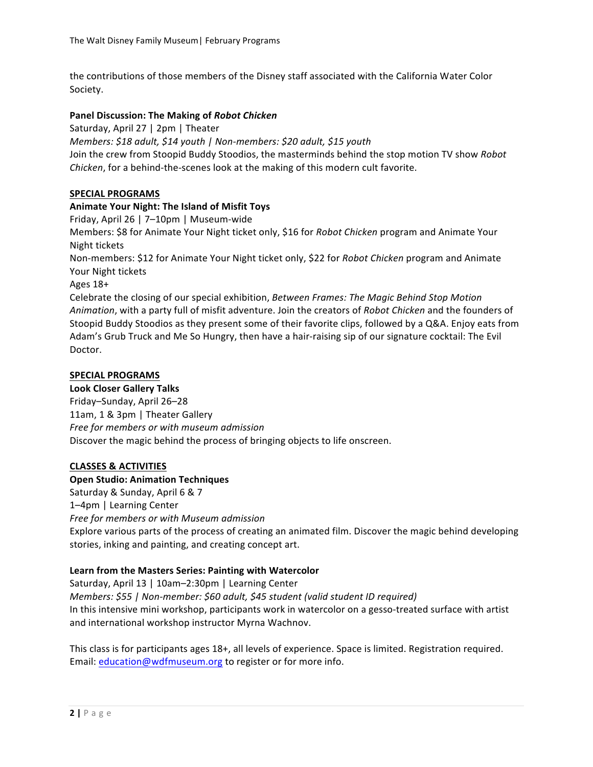the contributions of those members of the Disney staff associated with the California Water Color Society.

**Panel Discussion: The Making of *Robot Chicken***
Saturday, April 27 | 2pm | Theater
*Members: $18 adult, $14 youth | Non-members: $20 adult, $15 youth*
Join the crew from Stoopid Buddy Stoodios, the masterminds behind the stop motion TV show *Robot Chicken*, for a behind-the-scenes look at the making of this modern cult favorite.

## SPECIAL PROGRAMS

**Animate Your Night: The Island of Misfit Toys**
Friday, April 26 | 7–10pm | Museum-wide
Members: $8 for Animate Your Night ticket only, $16 for *Robot Chicken* program and Animate Your Night tickets
Non-members: $12 for Animate Your Night ticket only, $22 for *Robot Chicken* program and Animate Your Night tickets
Ages 18+
Celebrate the closing of our special exhibition, *Between Frames: The Magic Behind Stop Motion Animation*, with a party full of misfit adventure. Join the creators of *Robot Chicken* and the founders of Stoopid Buddy Stoodios as they present some of their favorite clips, followed by a Q&A. Enjoy eats from Adam's Grub Truck and Me So Hungry, then have a hair-raising sip of our signature cocktail: The Evil Doctor.

## SPECIAL PROGRAMS

**Look Closer Gallery Talks**
Friday–Sunday, April 26–28
11am, 1 & 3pm | Theater Gallery
*Free for members or with museum admission*
Discover the magic behind the process of bringing objects to life onscreen.

## CLASSES & ACTIVITIES

**Open Studio: Animation Techniques**
Saturday & Sunday, April 6 & 7
1–4pm | Learning Center
*Free for members or with Museum admission*
Explore various parts of the process of creating an animated film. Discover the magic behind developing stories, inking and painting, and creating concept art.

**Learn from the Masters Series: Painting with Watercolor**
Saturday, April 13 | 10am–2:30pm | Learning Center
*Members: $55 | Non-member: $60 adult, $45 student (valid student ID required)*
In this intensive mini workshop, participants work in watercolor on a gesso-treated surface with artist and international workshop instructor Myrna Wachnov.

This class is for participants ages 18+, all levels of experience. Space is limited. Registration required. Email: education@wdfmuseum.org to register or for more info.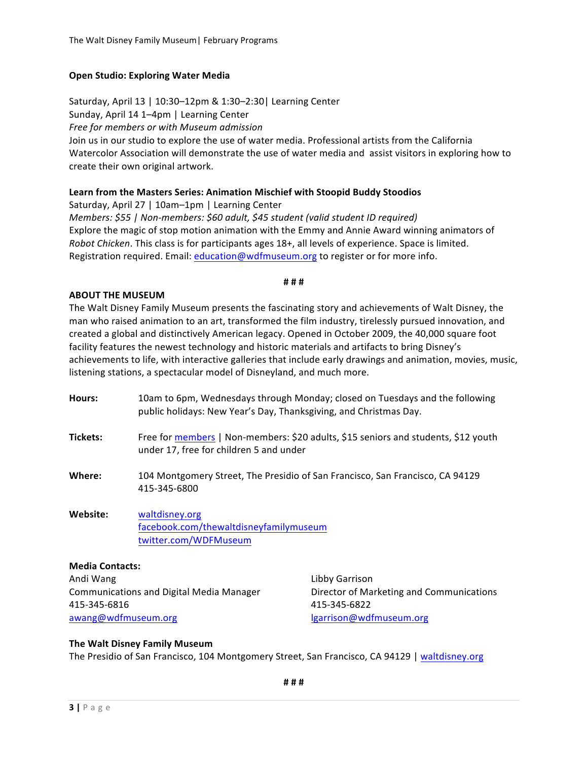**Open Studio: Exploring Water Media**

Saturday, April 13 | 10:30–12pm & 1:30–2:30| Learning Center
Sunday, April 14 1–4pm | Learning Center
*Free for members or with Museum admission*
Join us in our studio to explore the use of water media. Professional artists from the California Watercolor Association will demonstrate the use of water media and assist visitors in exploring how to create their own original artwork.

**Learn from the Masters Series: Animation Mischief with Stoopid Buddy Stoodios**
Saturday, April 27 | 10am–1pm | Learning Center
*Members: $55 | Non-members: $60 adult, $45 student (valid student ID required)*
Explore the magic of stop motion animation with the Emmy and Annie Award winning animators of *Robot Chicken*. This class is for participants ages 18+, all levels of experience. Space is limited. Registration required. Email: education@wdfmuseum.org to register or for more info.

# # #

**ABOUT THE MUSEUM**
The Walt Disney Family Museum presents the fascinating story and achievements of Walt Disney, the man who raised animation to an art, transformed the film industry, tirelessly pursued innovation, and created a global and distinctively American legacy. Opened in October 2009, the 40,000 square foot facility features the newest technology and historic materials and artifacts to bring Disney's achievements to life, with interactive galleries that include early drawings and animation, movies, music, listening stations, a spectacular model of Disneyland, and much more.

**Hours:** 10am to 6pm, Wednesdays through Monday; closed on Tuesdays and the following public holidays: New Year's Day, Thanksgiving, and Christmas Day.

**Tickets:** Free for members | Non-members: $20 adults, $15 seniors and students, $12 youth under 17, free for children 5 and under

**Where:** 104 Montgomery Street, The Presidio of San Francisco, San Francisco, CA 94129
415-345-6800

**Website:** waltdisney.org
facebook.com/thewaltdisneyfamilymuseum
twitter.com/WDFMuseum

**Media Contacts:**

Andi Wang
Communications and Digital Media Manager
415-345-6816
awang@wdfmuseum.org

Libby Garrison
Director of Marketing and Communications
415-345-6822
lgarrison@wdfmuseum.org

**The Walt Disney Family Museum**
The Presidio of San Francisco, 104 Montgomery Street, San Francisco, CA 94129 | waltdisney.org

# # #